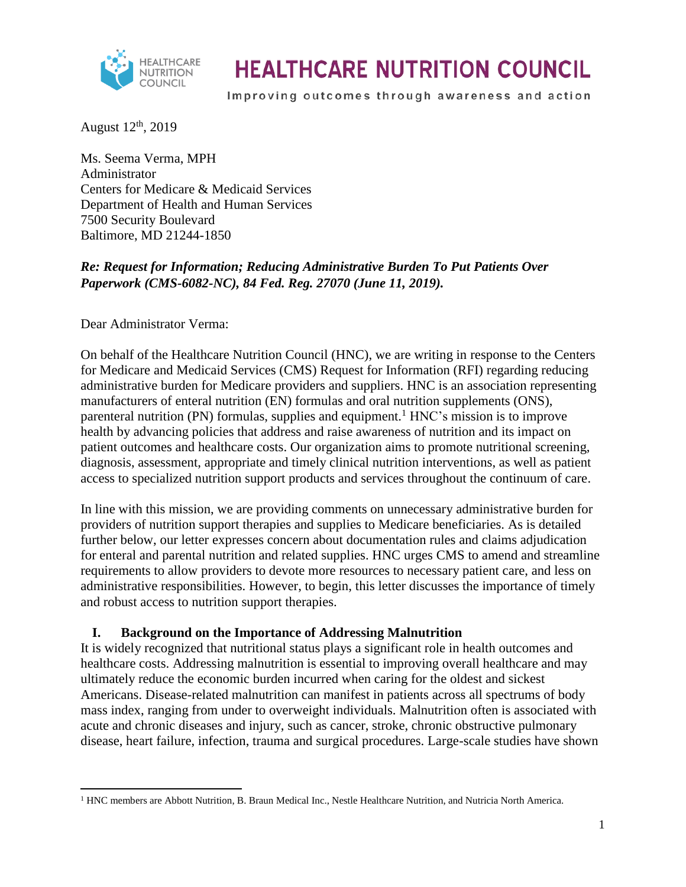# HEALTHCARE NUTRITION COUNCIL

Improving outcomes through awareness and action

August 12th, 2019

Ms. Seema Verma, MPH
Administrator
Centers for Medicare & Medicaid Services
Department of Health and Human Services
7500 Security Boulevard
Baltimore, MD 21244-1850

***Re: Request for Information; Reducing Administrative Burden To Put Patients Over Paperwork (CMS-6082-NC), 84 Fed. Reg. 27070 (June 11, 2019).***

Dear Administrator Verma:

On behalf of the Healthcare Nutrition Council (HNC), we are writing in response to the Centers for Medicare and Medicaid Services (CMS) Request for Information (RFI) regarding reducing administrative burden for Medicare providers and suppliers. HNC is an association representing manufacturers of enteral nutrition (EN) formulas and oral nutrition supplements (ONS), parenteral nutrition (PN) formulas, supplies and equipment.[1] HNC's mission is to improve health by advancing policies that address and raise awareness of nutrition and its impact on patient outcomes and healthcare costs. Our organization aims to promote nutritional screening, diagnosis, assessment, appropriate and timely clinical nutrition interventions, as well as patient access to specialized nutrition support products and services throughout the continuum of care.

In line with this mission, we are providing comments on unnecessary administrative burden for providers of nutrition support therapies and supplies to Medicare beneficiaries. As is detailed further below, our letter expresses concern about documentation rules and claims adjudication for enteral and parental nutrition and related supplies. HNC urges CMS to amend and streamline requirements to allow providers to devote more resources to necessary patient care, and less on administrative responsibilities. However, to begin, this letter discusses the importance of timely and robust access to nutrition support therapies.

## I. Background on the Importance of Addressing Malnutrition

It is widely recognized that nutritional status plays a significant role in health outcomes and healthcare costs. Addressing malnutrition is essential to improving overall healthcare and may ultimately reduce the economic burden incurred when caring for the oldest and sickest Americans. Disease-related malnutrition can manifest in patients across all spectrums of body mass index, ranging from under to overweight individuals. Malnutrition often is associated with acute and chronic diseases and injury, such as cancer, stroke, chronic obstructive pulmonary disease, heart failure, infection, trauma and surgical procedures. Large-scale studies have shown

[1] HNC members are Abbott Nutrition, B. Braun Medical Inc., Nestle Healthcare Nutrition, and Nutricia North America.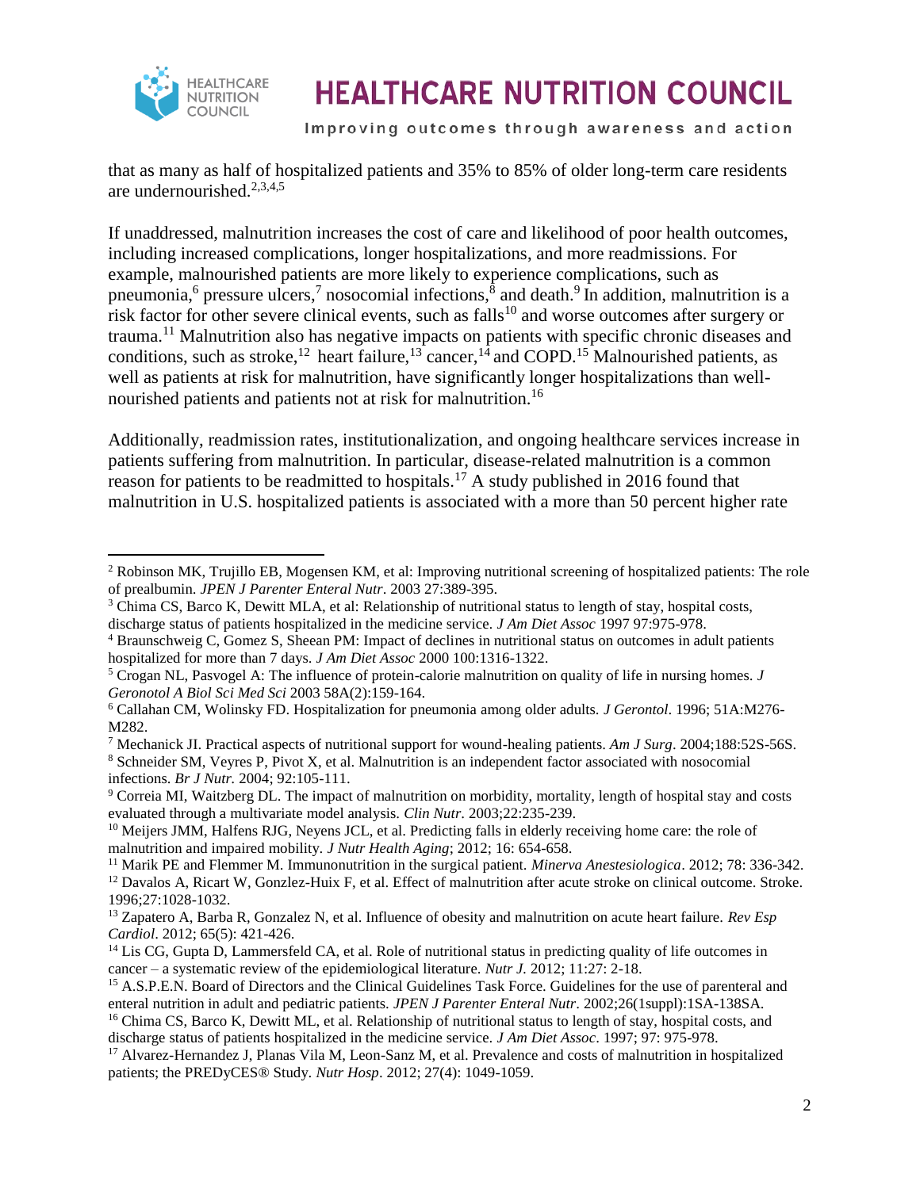that as many as half of hospitalized patients and 35% to 85% of older long-term care residents are undernourished.[2,3,4,5]

If unaddressed, malnutrition increases the cost of care and likelihood of poor health outcomes, including increased complications, longer hospitalizations, and more readmissions. For example, malnourished patients are more likely to experience complications, such as pneumonia,[6] pressure ulcers,[7] nosocomial infections,[8] and death.[9] In addition, malnutrition is a risk factor for other severe clinical events, such as falls[10] and worse outcomes after surgery or trauma.[11] Malnutrition also has negative impacts on patients with specific chronic diseases and conditions, such as stroke,[12] heart failure,[13] cancer,[14] and COPD.[15] Malnourished patients, as well as patients at risk for malnutrition, have significantly longer hospitalizations than well-nourished patients and patients not at risk for malnutrition.[16]

Additionally, readmission rates, institutionalization, and ongoing healthcare services increase in patients suffering from malnutrition. In particular, disease-related malnutrition is a common reason for patients to be readmitted to hospitals.[17] A study published in 2016 found that malnutrition in U.S. hospitalized patients is associated with a more than 50 percent higher rate

---

[2] Robinson MK, Trujillo EB, Mogensen KM, et al: Improving nutritional screening of hospitalized patients: The role of prealbumin. *JPEN J Parenter Enteral Nutr*. 2003 27:389-395.

[3] Chima CS, Barco K, Dewitt MLA, et al: Relationship of nutritional status to length of stay, hospital costs, discharge status of patients hospitalized in the medicine service. *J Am Diet Assoc* 1997 97:975-978.

[4] Braunschweig C, Gomez S, Sheean PM: Impact of declines in nutritional status on outcomes in adult patients hospitalized for more than 7 days. *J Am Diet Assoc* 2000 100:1316-1322.

[5] Crogan NL, Pasvogel A: The influence of protein-calorie malnutrition on quality of life in nursing homes. *J Geronotol A Biol Sci Med Sci* 2003 58A(2):159-164.

[6] Callahan CM, Wolinsky FD. Hospitalization for pneumonia among older adults. *J Gerontol*. 1996; 51A:M276-M282.

[7] Mechanick JI. Practical aspects of nutritional support for wound-healing patients. *Am J Surg*. 2004;188:52S-56S.

[8] Schneider SM, Veyres P, Pivot X, et al. Malnutrition is an independent factor associated with nosocomial infections. *Br J Nutr.* 2004; 92:105-111.

[9] Correia MI, Waitzberg DL. The impact of malnutrition on morbidity, mortality, length of hospital stay and costs evaluated through a multivariate model analysis. *Clin Nutr*. 2003;22:235-239.

[10] Meijers JMM, Halfens RJG, Neyens JCL, et al. Predicting falls in elderly receiving home care: the role of malnutrition and impaired mobility. *J Nutr Health Aging*; 2012; 16: 654-658.

[11] Marik PE and Flemmer M. Immunonutrition in the surgical patient. *Minerva Anestesiologica*. 2012; 78: 336-342.

[12] Davalos A, Ricart W, Gonzlez-Huix F, et al. Effect of malnutrition after acute stroke on clinical outcome. Stroke. 1996;27:1028-1032.

[13] Zapatero A, Barba R, Gonzalez N, et al. Influence of obesity and malnutrition on acute heart failure. *Rev Esp Cardiol*. 2012; 65(5): 421-426.

[14] Lis CG, Gupta D, Lammersfeld CA, et al. Role of nutritional status in predicting quality of life outcomes in cancer – a systematic review of the epidemiological literature. *Nutr J*. 2012; 11:27: 2-18.

[15] A.S.P.E.N. Board of Directors and the Clinical Guidelines Task Force. Guidelines for the use of parenteral and enteral nutrition in adult and pediatric patients. *JPEN J Parenter Enteral Nutr*. 2002;26(1suppl):1SA-138SA.

[16] Chima CS, Barco K, Dewitt ML, et al. Relationship of nutritional status to length of stay, hospital costs, and discharge status of patients hospitalized in the medicine service. *J Am Diet Assoc*. 1997; 97: 975-978.

[17] Alvarez-Hernandez J, Planas Vila M, Leon-Sanz M, et al. Prevalence and costs of malnutrition in hospitalized patients; the PREDyCES® Study. *Nutr Hosp*. 2012; 27(4): 1049-1059.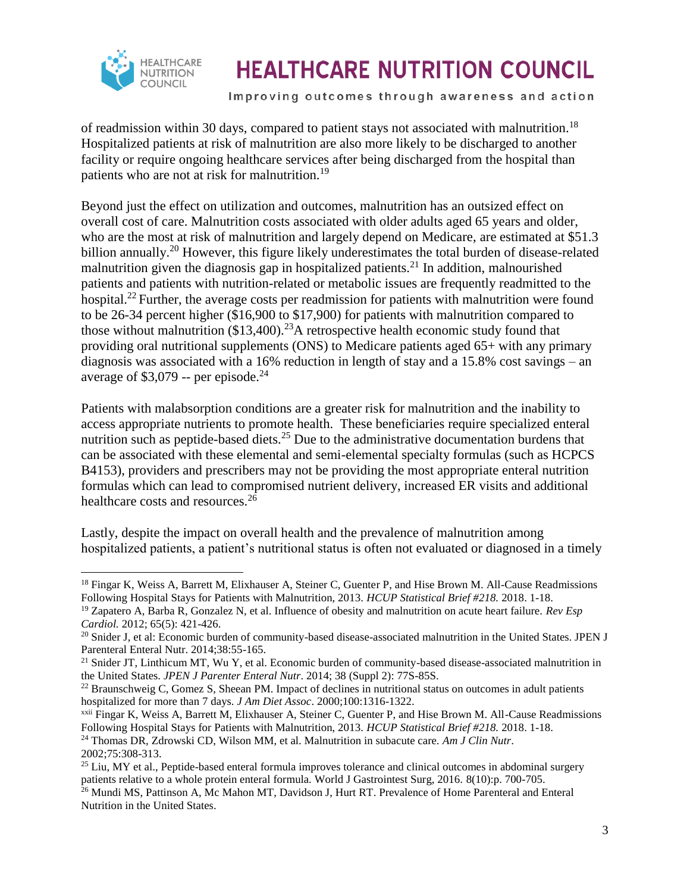of readmission within 30 days, compared to patient stays not associated with malnutrition.[18] Hospitalized patients at risk of malnutrition are also more likely to be discharged to another facility or require ongoing healthcare services after being discharged from the hospital than patients who are not at risk for malnutrition.[19]

Beyond just the effect on utilization and outcomes, malnutrition has an outsized effect on overall cost of care. Malnutrition costs associated with older adults aged 65 years and older, who are the most at risk of malnutrition and largely depend on Medicare, are estimated at $51.3 billion annually.[20] However, this figure likely underestimates the total burden of disease-related malnutrition given the diagnosis gap in hospitalized patients.[21] In addition, malnourished patients and patients with nutrition-related or metabolic issues are frequently readmitted to the hospital.[22] Further, the average costs per readmission for patients with malnutrition were found to be 26-34 percent higher ($16,900 to $17,900) for patients with malnutrition compared to those without malnutrition ($13,400).[23]A retrospective health economic study found that providing oral nutritional supplements (ONS) to Medicare patients aged 65+ with any primary diagnosis was associated with a 16% reduction in length of stay and a 15.8% cost savings – an average of $3,079 -- per episode.[24]

Patients with malabsorption conditions are a greater risk for malnutrition and the inability to access appropriate nutrients to promote health. These beneficiaries require specialized enteral nutrition such as peptide-based diets.[25] Due to the administrative documentation burdens that can be associated with these elemental and semi-elemental specialty formulas (such as HCPCS B4153), providers and prescribers may not be providing the most appropriate enteral nutrition formulas which can lead to compromised nutrient delivery, increased ER visits and additional healthcare costs and resources.[26]

Lastly, despite the impact on overall health and the prevalence of malnutrition among hospitalized patients, a patient's nutritional status is often not evaluated or diagnosed in a timely

---

[18] Fingar K, Weiss A, Barrett M, Elixhauser A, Steiner C, Guenter P, and Hise Brown M. All-Cause Readmissions Following Hospital Stays for Patients with Malnutrition, 2013. *HCUP Statistical Brief #218.* 2018. 1-18.

[19] Zapatero A, Barba R, Gonzalez N, et al. Influence of obesity and malnutrition on acute heart failure. *Rev Esp Cardiol.* 2012; 65(5): 421-426.

[20] Snider J, et al: Economic burden of community-based disease-associated malnutrition in the United States. JPEN J Parenteral Enteral Nutr. 2014;38:55-165.

[21] Snider JT, Linthicum MT, Wu Y, et al. Economic burden of community-based disease-associated malnutrition in the United States. *JPEN J Parenter Enteral Nutr*. 2014; 38 (Suppl 2): 77S-85S.

[22] Braunschweig C, Gomez S, Sheean PM. Impact of declines in nutritional status on outcomes in adult patients hospitalized for more than 7 days. *J Am Diet Assoc*. 2000;100:1316-1322.

[xxii] Fingar K, Weiss A, Barrett M, Elixhauser A, Steiner C, Guenter P, and Hise Brown M. All-Cause Readmissions Following Hospital Stays for Patients with Malnutrition, 2013. *HCUP Statistical Brief #218.* 2018. 1-18.

[24] Thomas DR, Zdrowski CD, Wilson MM, et al. Malnutrition in subacute care. *Am J Clin Nutr*. 2002;75:308-313.

[25] Liu, MY et al., Peptide-based enteral formula improves tolerance and clinical outcomes in abdominal surgery patients relative to a whole protein enteral formula. World J Gastrointest Surg, 2016. 8(10):p. 700-705.

[26] Mundi MS, Pattinson A, Mc Mahon MT, Davidson J, Hurt RT. Prevalence of Home Parenteral and Enteral Nutrition in the United States.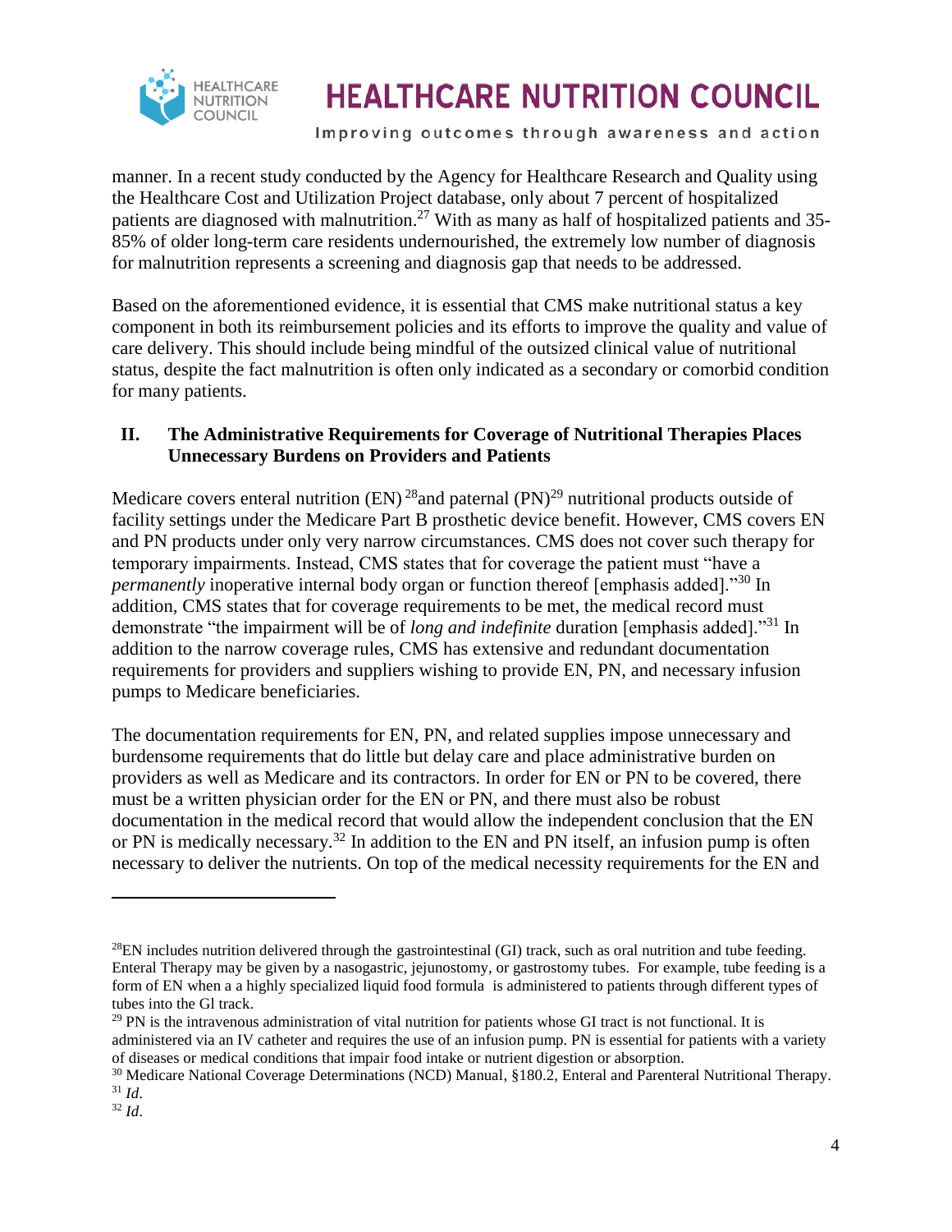manner. In a recent study conducted by the Agency for Healthcare Research and Quality using the Healthcare Cost and Utilization Project database, only about 7 percent of hospitalized patients are diagnosed with malnutrition.[27] With as many as half of hospitalized patients and 35-85% of older long-term care residents undernourished, the extremely low number of diagnosis for malnutrition represents a screening and diagnosis gap that needs to be addressed.

Based on the aforementioned evidence, it is essential that CMS make nutritional status a key component in both its reimbursement policies and its efforts to improve the quality and value of care delivery. This should include being mindful of the outsized clinical value of nutritional status, despite the fact malnutrition is often only indicated as a secondary or comorbid condition for many patients.

## II. The Administrative Requirements for Coverage of Nutritional Therapies Places Unnecessary Burdens on Providers and Patients

Medicare covers enteral nutrition (EN) [28]and paternal (PN)[29] nutritional products outside of facility settings under the Medicare Part B prosthetic device benefit. However, CMS covers EN and PN products under only very narrow circumstances. CMS does not cover such therapy for temporary impairments. Instead, CMS states that for coverage the patient must "have a *permanently* inoperative internal body organ or function thereof [emphasis added]."[30] In addition, CMS states that for coverage requirements to be met, the medical record must demonstrate "the impairment will be of *long and indefinite* duration [emphasis added]."[31] In addition to the narrow coverage rules, CMS has extensive and redundant documentation requirements for providers and suppliers wishing to provide EN, PN, and necessary infusion pumps to Medicare beneficiaries.

The documentation requirements for EN, PN, and related supplies impose unnecessary and burdensome requirements that do little but delay care and place administrative burden on providers as well as Medicare and its contractors. In order for EN or PN to be covered, there must be a written physician order for the EN or PN, and there must also be robust documentation in the medical record that would allow the independent conclusion that the EN or PN is medically necessary.[32] In addition to the EN and PN itself, an infusion pump is often necessary to deliver the nutrients. On top of the medical necessity requirements for the EN and

---

[28] EN includes nutrition delivered through the gastrointestinal (GI) track, such as oral nutrition and tube feeding. Enteral Therapy may be given by a nasogastric, jejunostomy, or gastrostomy tubes. For example, tube feeding is a form of EN when a a highly specialized liquid food formula is administered to patients through different types of tubes into the Gl track.

[29] PN is the intravenous administration of vital nutrition for patients whose GI tract is not functional. It is administered via an IV catheter and requires the use of an infusion pump. PN is essential for patients with a variety of diseases or medical conditions that impair food intake or nutrient digestion or absorption.

[30] Medicare National Coverage Determinations (NCD) Manual, §180.2, Enteral and Parenteral Nutritional Therapy.

[31] *Id*.

[32] *Id*.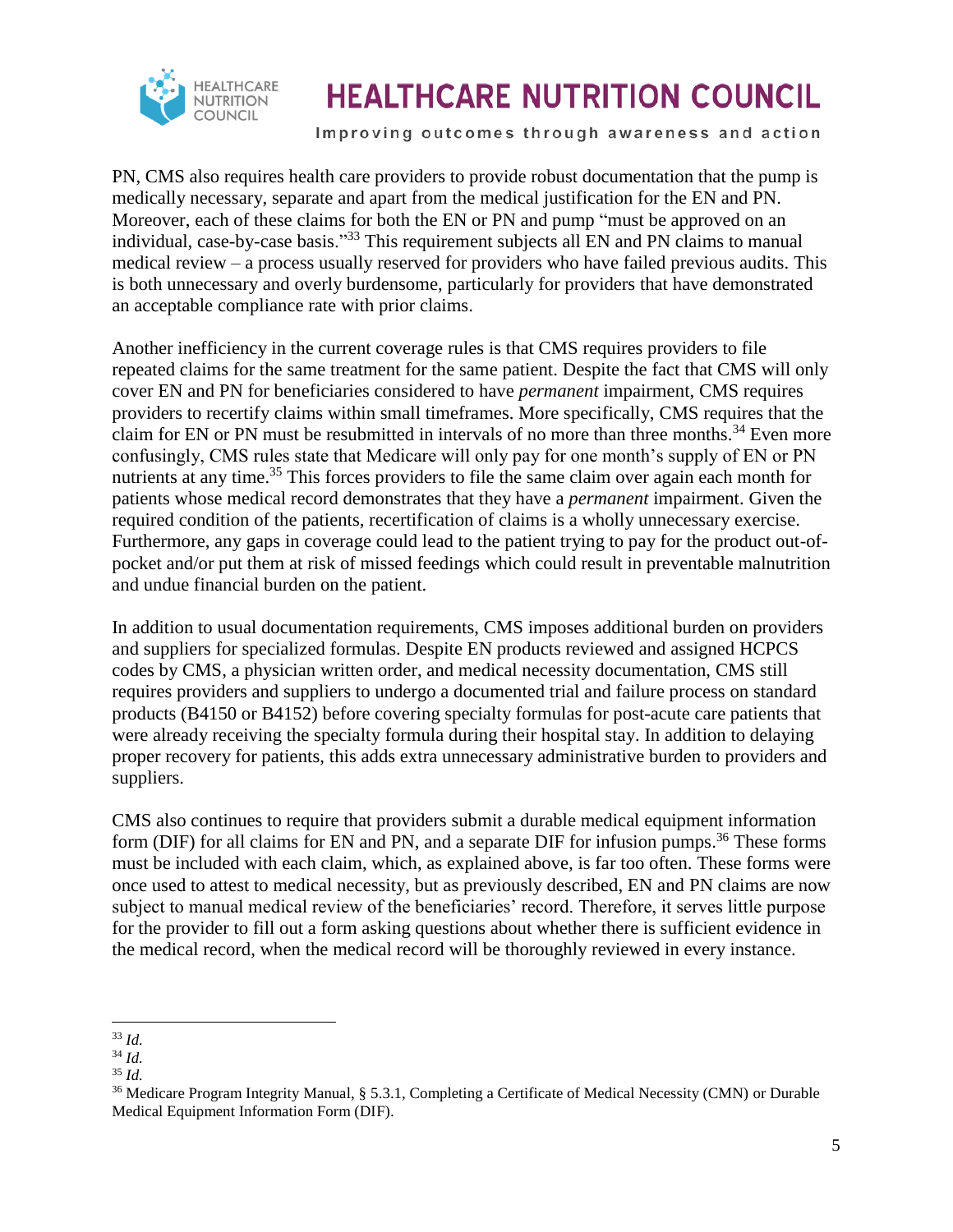PN, CMS also requires health care providers to provide robust documentation that the pump is medically necessary, separate and apart from the medical justification for the EN and PN. Moreover, each of these claims for both the EN or PN and pump "must be approved on an individual, case-by-case basis."[33] This requirement subjects all EN and PN claims to manual medical review – a process usually reserved for providers who have failed previous audits. This is both unnecessary and overly burdensome, particularly for providers that have demonstrated an acceptable compliance rate with prior claims.

Another inefficiency in the current coverage rules is that CMS requires providers to file repeated claims for the same treatment for the same patient. Despite the fact that CMS will only cover EN and PN for beneficiaries considered to have *permanent* impairment, CMS requires providers to recertify claims within small timeframes. More specifically, CMS requires that the claim for EN or PN must be resubmitted in intervals of no more than three months.[34] Even more confusingly, CMS rules state that Medicare will only pay for one month's supply of EN or PN nutrients at any time.[35] This forces providers to file the same claim over again each month for patients whose medical record demonstrates that they have a *permanent* impairment. Given the required condition of the patients, recertification of claims is a wholly unnecessary exercise. Furthermore, any gaps in coverage could lead to the patient trying to pay for the product out-of-pocket and/or put them at risk of missed feedings which could result in preventable malnutrition and undue financial burden on the patient.

In addition to usual documentation requirements, CMS imposes additional burden on providers and suppliers for specialized formulas. Despite EN products reviewed and assigned HCPCS codes by CMS, a physician written order, and medical necessity documentation, CMS still requires providers and suppliers to undergo a documented trial and failure process on standard products (B4150 or B4152) before covering specialty formulas for post-acute care patients that were already receiving the specialty formula during their hospital stay. In addition to delaying proper recovery for patients, this adds extra unnecessary administrative burden to providers and suppliers.

CMS also continues to require that providers submit a durable medical equipment information form (DIF) for all claims for EN and PN, and a separate DIF for infusion pumps.[36] These forms must be included with each claim, which, as explained above, is far too often. These forms were once used to attest to medical necessity, but as previously described, EN and PN claims are now subject to manual medical review of the beneficiaries' record. Therefore, it serves little purpose for the provider to fill out a form asking questions about whether there is sufficient evidence in the medical record, when the medical record will be thoroughly reviewed in every instance.

---

[33] *Id.*

[34] *Id.*

[35] *Id.*

[36] Medicare Program Integrity Manual, § 5.3.1, Completing a Certificate of Medical Necessity (CMN) or Durable Medical Equipment Information Form (DIF).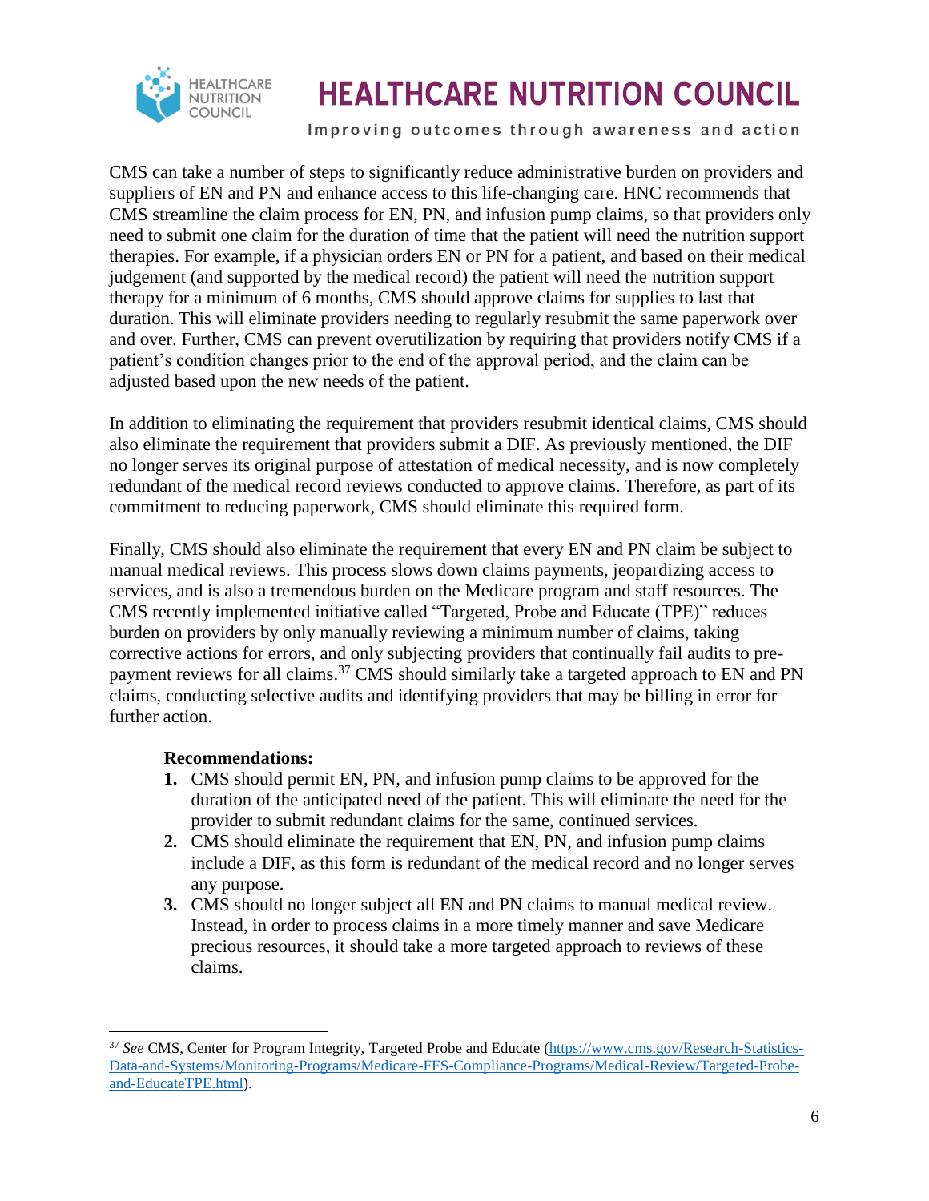CMS can take a number of steps to significantly reduce administrative burden on providers and suppliers of EN and PN and enhance access to this life-changing care. HNC recommends that CMS streamline the claim process for EN, PN, and infusion pump claims, so that providers only need to submit one claim for the duration of time that the patient will need the nutrition support therapies. For example, if a physician orders EN or PN for a patient, and based on their medical judgement (and supported by the medical record) the patient will need the nutrition support therapy for a minimum of 6 months, CMS should approve claims for supplies to last that duration. This will eliminate providers needing to regularly resubmit the same paperwork over and over. Further, CMS can prevent overutilization by requiring that providers notify CMS if a patient's condition changes prior to the end of the approval period, and the claim can be adjusted based upon the new needs of the patient.

In addition to eliminating the requirement that providers resubmit identical claims, CMS should also eliminate the requirement that providers submit a DIF. As previously mentioned, the DIF no longer serves its original purpose of attestation of medical necessity, and is now completely redundant of the medical record reviews conducted to approve claims. Therefore, as part of its commitment to reducing paperwork, CMS should eliminate this required form.

Finally, CMS should also eliminate the requirement that every EN and PN claim be subject to manual medical reviews. This process slows down claims payments, jeopardizing access to services, and is also a tremendous burden on the Medicare program and staff resources. The CMS recently implemented initiative called "Targeted, Probe and Educate (TPE)" reduces burden on providers by only manually reviewing a minimum number of claims, taking corrective actions for errors, and only subjecting providers that continually fail audits to pre-payment reviews for all claims.[37] CMS should similarly take a targeted approach to EN and PN claims, conducting selective audits and identifying providers that may be billing in error for further action.

**Recommendations:**

1. CMS should permit EN, PN, and infusion pump claims to be approved for the duration of the anticipated need of the patient. This will eliminate the need for the provider to submit redundant claims for the same, continued services.
2. CMS should eliminate the requirement that EN, PN, and infusion pump claims include a DIF, as this form is redundant of the medical record and no longer serves any purpose.
3. CMS should no longer subject all EN and PN claims to manual medical review. Instead, in order to process claims in a more timely manner and save Medicare precious resources, it should take a more targeted approach to reviews of these claims.

---

[37] *See* CMS, Center for Program Integrity, Targeted Probe and Educate (https://www.cms.gov/Research-Statistics-Data-and-Systems/Monitoring-Programs/Medicare-FFS-Compliance-Programs/Medical-Review/Targeted-Probe-and-EducateTPE.html).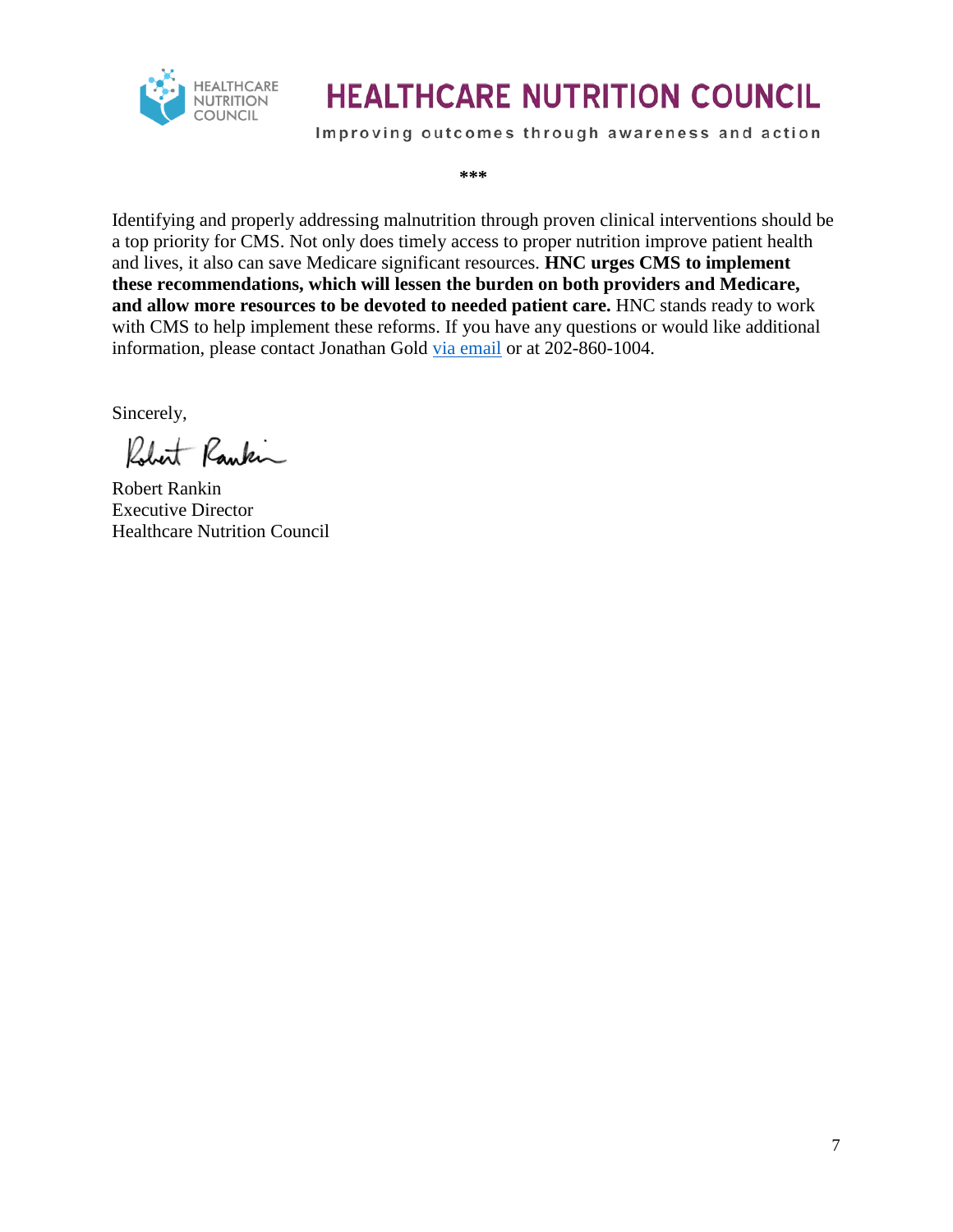***

Identifying and properly addressing malnutrition through proven clinical interventions should be a top priority for CMS. Not only does timely access to proper nutrition improve patient health and lives, it also can save Medicare significant resources. **HNC urges CMS to implement these recommendations, which will lessen the burden on both providers and Medicare, and allow more resources to be devoted to needed patient care.** HNC stands ready to work with CMS to help implement these reforms. If you have any questions or would like additional information, please contact Jonathan Gold via email or at 202-860-1004.

Sincerely,

Robert Rankin
Executive Director
Healthcare Nutrition Council